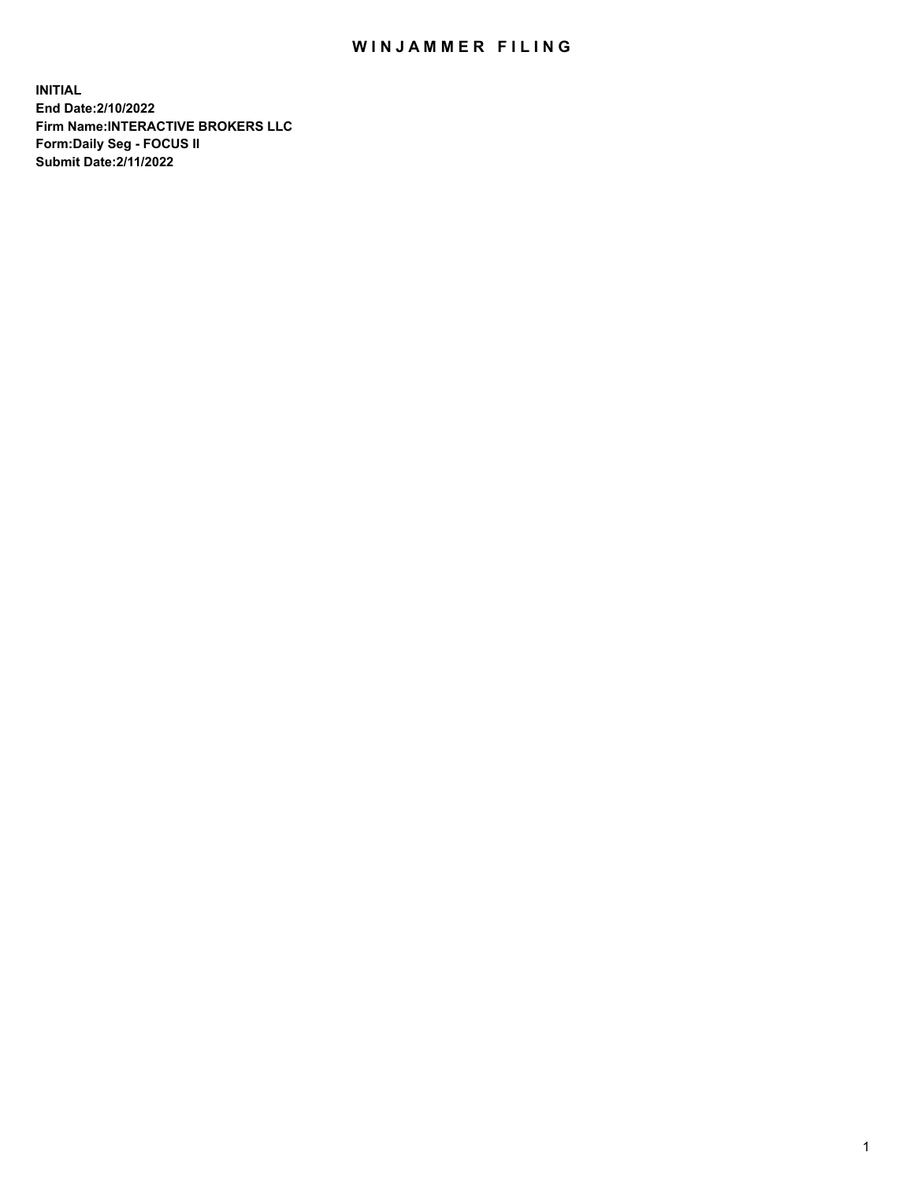# WINJAMMER FILING

**INITIAL**
**End Date:2/10/2022**
**Firm Name:INTERACTIVE BROKERS LLC**
**Form:Daily Seg - FOCUS II**
**Submit Date:2/11/2022**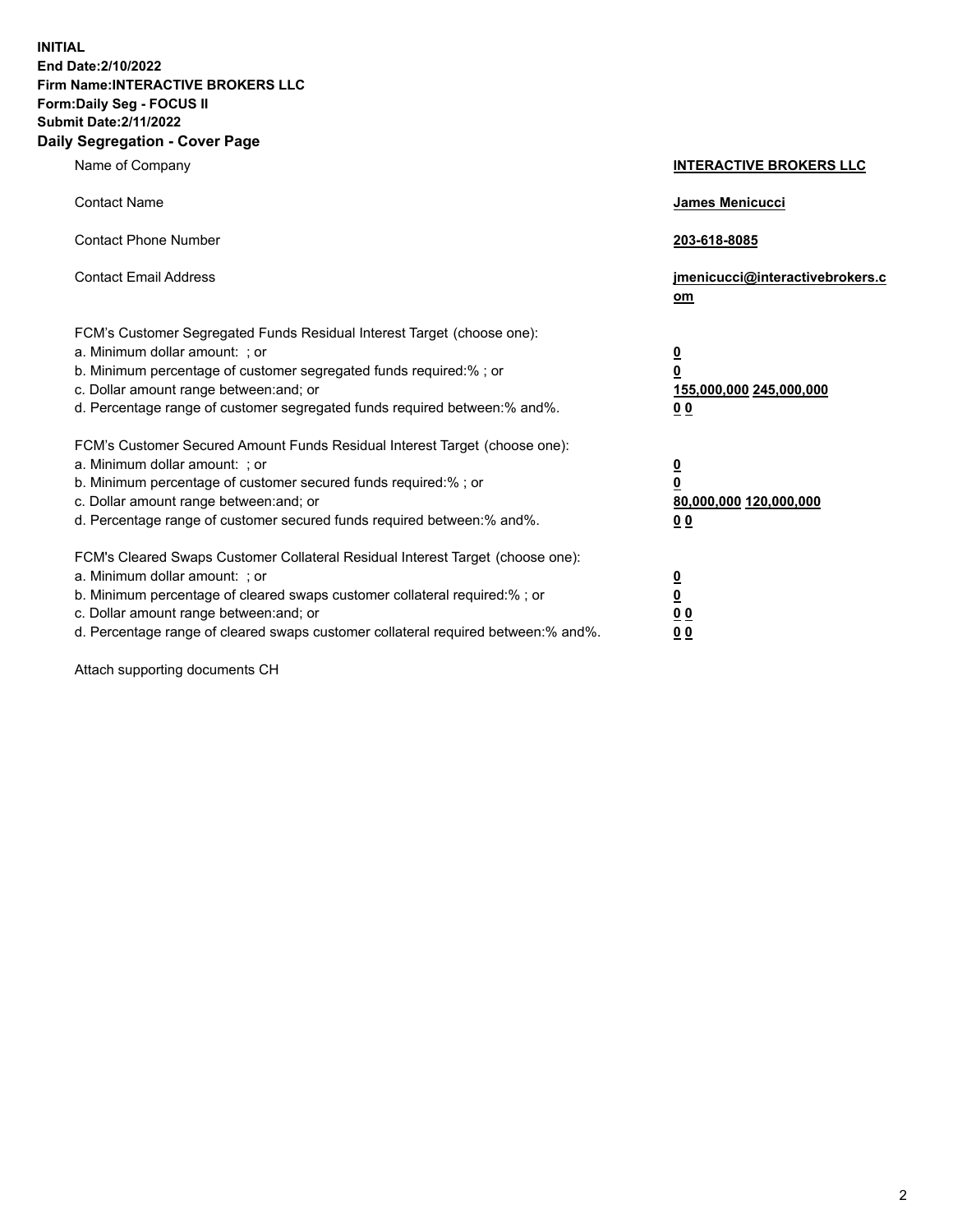**INITIAL**
**End Date:2/10/2022**
**Firm Name:INTERACTIVE BROKERS LLC**
**Form:Daily Seg - FOCUS II**
**Submit Date:2/11/2022**

## Daily Segregation - Cover Page

| | |
|---|---|
| Name of Company | **INTERACTIVE BROKERS LLC** |
| Contact Name | **James Menicucci** |
| Contact Phone Number | **203-618-8085** |
| Contact Email Address | **jmenicucci@interactivebrokers.com** |

FCM's Customer Segregated Funds Residual Interest Target (choose one):

| | |
|---|---|
| a. Minimum dollar amount: ; or | **0** |
| b. Minimum percentage of customer segregated funds required:% ; or | **0** |
| c. Dollar amount range between:and; or | **155,000,000 245,000,000** |
| d. Percentage range of customer segregated funds required between:% and%. | **0 0** |

FCM's Customer Secured Amount Funds Residual Interest Target (choose one):

| | |
|---|---|
| a. Minimum dollar amount: ; or | **0** |
| b. Minimum percentage of customer secured funds required:% ; or | **0** |
| c. Dollar amount range between:and; or | **80,000,000 120,000,000** |
| d. Percentage range of customer secured funds required between:% and%. | **0 0** |

FCM's Cleared Swaps Customer Collateral Residual Interest Target (choose one):

| | |
|---|---|
| a. Minimum dollar amount: ; or | **0** |
| b. Minimum percentage of cleared swaps customer collateral required:% ; or | **0** |
| c. Dollar amount range between:and; or | **0 0** |
| d. Percentage range of cleared swaps customer collateral required between:% and%. | **0 0** |

Attach supporting documents CH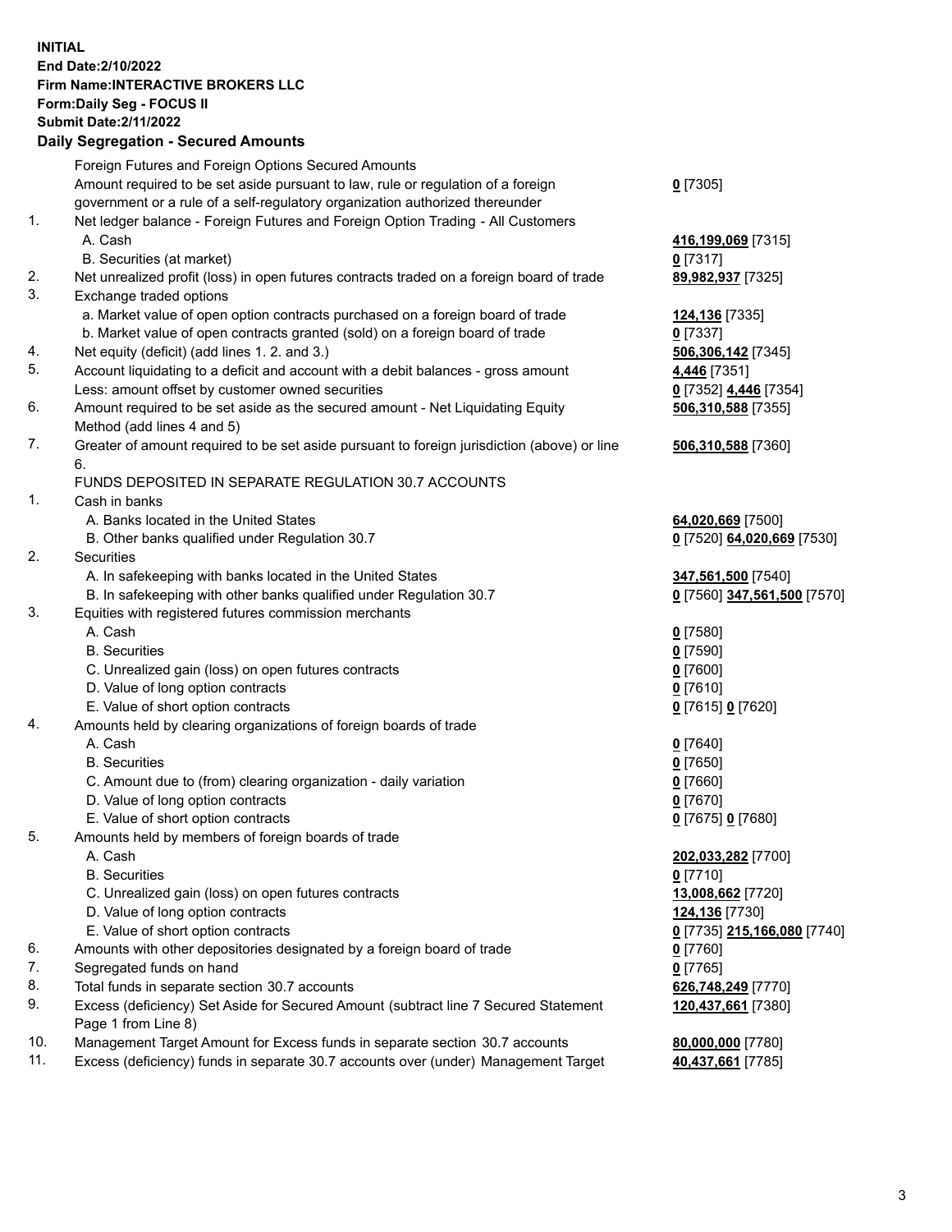**INITIAL**
**End Date:2/10/2022**
**Firm Name:INTERACTIVE BROKERS LLC**
**Form:Daily Seg - FOCUS II**
**Submit Date:2/11/2022**

## Daily Segregation - Secured Amounts

| | | |
|---|---|---|
| | Foreign Futures and Foreign Options Secured Amounts | |
| | Amount required to be set aside pursuant to law, rule or regulation of a foreign government or a rule of a self-regulatory organization authorized thereunder | **0** [7305] |
| 1. | Net ledger balance - Foreign Futures and Foreign Option Trading - All Customers | |
| | A. Cash | **416,199,069** [7315] |
| | B. Securities (at market) | **0** [7317] |
| 2. | Net unrealized profit (loss) in open futures contracts traded on a foreign board of trade | **89,982,937** [7325] |
| 3. | Exchange traded options | |
| | a. Market value of open option contracts purchased on a foreign board of trade | **124,136** [7335] |
| | b. Market value of open contracts granted (sold) on a foreign board of trade | **0** [7337] |
| 4. | Net equity (deficit) (add lines 1. 2. and 3.) | **506,306,142** [7345] |
| 5. | Account liquidating to a deficit and account with a debit balances - gross amount | **4,446** [7351] |
| | Less: amount offset by customer owned securities | **0** [7352] **4,446** [7354] |
| 6. | Amount required to be set aside as the secured amount - Net Liquidating Equity Method (add lines 4 and 5) | **506,310,588** [7355] |
| 7. | Greater of amount required to be set aside pursuant to foreign jurisdiction (above) or line 6. | **506,310,588** [7360] |
| | FUNDS DEPOSITED IN SEPARATE REGULATION 30.7 ACCOUNTS | |
| 1. | Cash in banks | |
| | A. Banks located in the United States | **64,020,669** [7500] |
| | B. Other banks qualified under Regulation 30.7 | **0** [7520] **64,020,669** [7530] |
| 2. | Securities | |
| | A. In safekeeping with banks located in the United States | **347,561,500** [7540] |
| | B. In safekeeping with other banks qualified under Regulation 30.7 | **0** [7560] **347,561,500** [7570] |
| 3. | Equities with registered futures commission merchants | |
| | A. Cash | **0** [7580] |
| | B. Securities | **0** [7590] |
| | C. Unrealized gain (loss) on open futures contracts | **0** [7600] |
| | D. Value of long option contracts | **0** [7610] |
| | E. Value of short option contracts | **0** [7615] **0** [7620] |
| 4. | Amounts held by clearing organizations of foreign boards of trade | |
| | A. Cash | **0** [7640] |
| | B. Securities | **0** [7650] |
| | C. Amount due to (from) clearing organization - daily variation | **0** [7660] |
| | D. Value of long option contracts | **0** [7670] |
| | E. Value of short option contracts | **0** [7675] **0** [7680] |
| 5. | Amounts held by members of foreign boards of trade | |
| | A. Cash | **202,033,282** [7700] |
| | B. Securities | **0** [7710] |
| | C. Unrealized gain (loss) on open futures contracts | **13,008,662** [7720] |
| | D. Value of long option contracts | **124,136** [7730] |
| | E. Value of short option contracts | **0** [7735] **215,166,080** [7740] |
| 6. | Amounts with other depositories designated by a foreign board of trade | **0** [7760] |
| 7. | Segregated funds on hand | **0** [7765] |
| 8. | Total funds in separate section 30.7 accounts | **626,748,249** [7770] |
| 9. | Excess (deficiency) Set Aside for Secured Amount (subtract line 7 Secured Statement Page 1 from Line 8) | **120,437,661** [7380] |
| 10. | Management Target Amount for Excess funds in separate section 30.7 accounts | **80,000,000** [7780] |
| 11. | Excess (deficiency) funds in separate 30.7 accounts over (under) Management Target | **40,437,661** [7785] |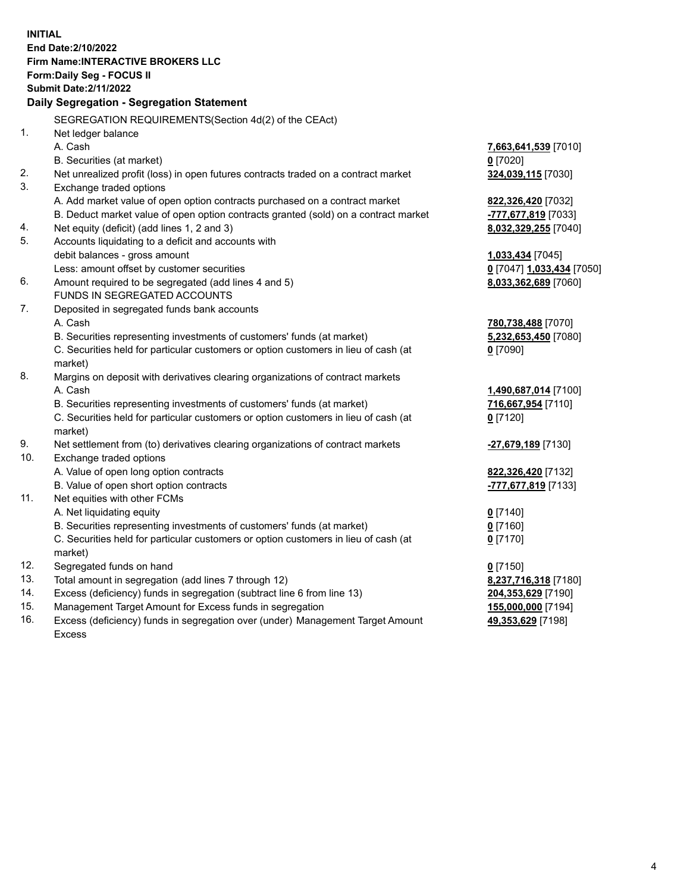**INITIAL**
**End Date:2/10/2022**
**Firm Name:INTERACTIVE BROKERS LLC**
**Form:Daily Seg - FOCUS II**
**Submit Date:2/11/2022**

## Daily Segregation - Segregation Statement

| | | |
|---|---|---|
| | SEGREGATION REQUIREMENTS(Section 4d(2) of the CEAct) | |
| 1. | Net ledger balance | |
| | A. Cash | **7,663,641,539** [7010] |
| | B. Securities (at market) | **0** [7020] |
| 2. | Net unrealized profit (loss) in open futures contracts traded on a contract market | **324,039,115** [7030] |
| 3. | Exchange traded options | |
| | A. Add market value of open option contracts purchased on a contract market | **822,326,420** [7032] |
| | B. Deduct market value of open option contracts granted (sold) on a contract market | **-777,677,819** [7033] |
| 4. | Net equity (deficit) (add lines 1, 2 and 3) | **8,032,329,255** [7040] |
| 5. | Accounts liquidating to a deficit and accounts with debit balances - gross amount | **1,033,434** [7045] |
| | Less: amount offset by customer securities | **0** [7047] **1,033,434** [7050] |
| 6. | Amount required to be segregated (add lines 4 and 5) | **8,033,362,689** [7060] |
| | FUNDS IN SEGREGATED ACCOUNTS | |
| 7. | Deposited in segregated funds bank accounts | |
| | A. Cash | **780,738,488** [7070] |
| | B. Securities representing investments of customers' funds (at market) | **5,232,653,450** [7080] |
| | C. Securities held for particular customers or option customers in lieu of cash (at market) | **0** [7090] |
| 8. | Margins on deposit with derivatives clearing organizations of contract markets | |
| | A. Cash | **1,490,687,014** [7100] |
| | B. Securities representing investments of customers' funds (at market) | **716,667,954** [7110] |
| | C. Securities held for particular customers or option customers in lieu of cash (at market) | **0** [7120] |
| 9. | Net settlement from (to) derivatives clearing organizations of contract markets | **-27,679,189** [7130] |
| 10. | Exchange traded options | |
| | A. Value of open long option contracts | **822,326,420** [7132] |
| | B. Value of open short option contracts | **-777,677,819** [7133] |
| 11. | Net equities with other FCMs | |
| | A. Net liquidating equity | **0** [7140] |
| | B. Securities representing investments of customers' funds (at market) | **0** [7160] |
| | C. Securities held for particular customers or option customers in lieu of cash (at market) | **0** [7170] |
| 12. | Segregated funds on hand | **0** [7150] |
| 13. | Total amount in segregation (add lines 7 through 12) | **8,237,716,318** [7180] |
| 14. | Excess (deficiency) funds in segregation (subtract line 6 from line 13) | **204,353,629** [7190] |
| 15. | Management Target Amount for Excess funds in segregation | **155,000,000** [7194] |
| 16. | Excess (deficiency) funds in segregation over (under) Management Target Amount Excess | **49,353,629** [7198] |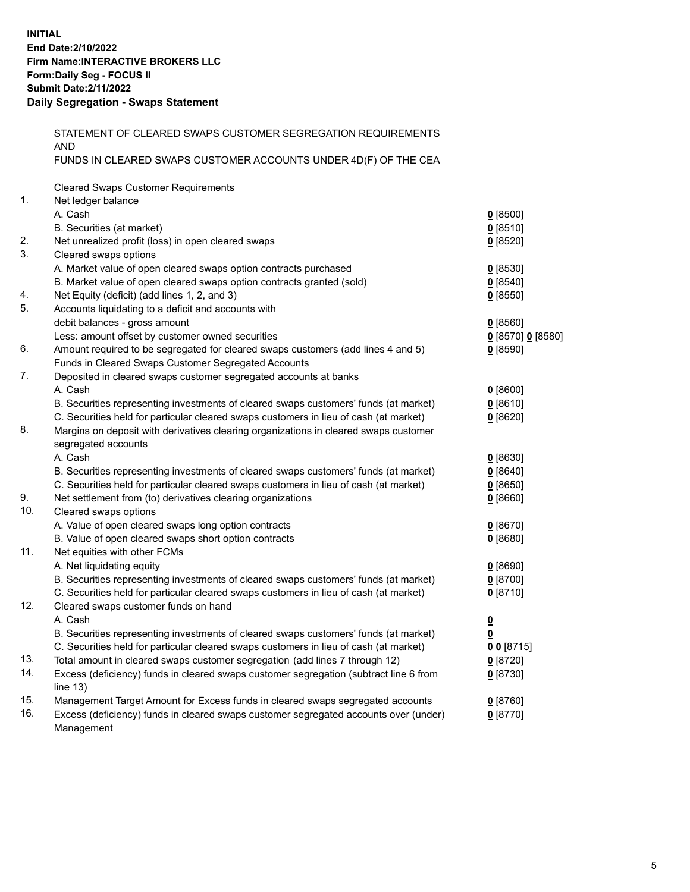**INITIAL**
**End Date:2/10/2022**
**Firm Name:INTERACTIVE BROKERS LLC**
**Form:Daily Seg - FOCUS II**
**Submit Date:2/11/2022**
**Daily Segregation - Swaps Statement**

STATEMENT OF CLEARED SWAPS CUSTOMER SEGREGATION REQUIREMENTS
AND
FUNDS IN CLEARED SWAPS CUSTOMER ACCOUNTS UNDER 4D(F) OF THE CEA

| | | |
|---|---|---|
| | Cleared Swaps Customer Requirements | |
| 1. | Net ledger balance | |
| | A. Cash | 0 [8500] |
| | B. Securities (at market) | 0 [8510] |
| 2. | Net unrealized profit (loss) in open cleared swaps | 0 [8520] |
| 3. | Cleared swaps options | |
| | A. Market value of open cleared swaps option contracts purchased | 0 [8530] |
| | B. Market value of open cleared swaps option contracts granted (sold) | 0 [8540] |
| 4. | Net Equity (deficit) (add lines 1, 2, and 3) | 0 [8550] |
| 5. | Accounts liquidating to a deficit and accounts with | |
| | debit balances - gross amount | 0 [8560] |
| | Less: amount offset by customer owned securities | 0 [8570] 0 [8580] |
| 6. | Amount required to be segregated for cleared swaps customers (add lines 4 and 5) | 0 [8590] |
| | Funds in Cleared Swaps Customer Segregated Accounts | |
| 7. | Deposited in cleared swaps customer segregated accounts at banks | |
| | A. Cash | 0 [8600] |
| | B. Securities representing investments of cleared swaps customers' funds (at market) | 0 [8610] |
| | C. Securities held for particular cleared swaps customers in lieu of cash (at market) | 0 [8620] |
| 8. | Margins on deposit with derivatives clearing organizations in cleared swaps customer segregated accounts | |
| | A. Cash | 0 [8630] |
| | B. Securities representing investments of cleared swaps customers' funds (at market) | 0 [8640] |
| | C. Securities held for particular cleared swaps customers in lieu of cash (at market) | 0 [8650] |
| 9. | Net settlement from (to) derivatives clearing organizations | 0 [8660] |
| 10. | Cleared swaps options | |
| | A. Value of open cleared swaps long option contracts | 0 [8670] |
| | B. Value of open cleared swaps short option contracts | 0 [8680] |
| 11. | Net equities with other FCMs | |
| | A. Net liquidating equity | 0 [8690] |
| | B. Securities representing investments of cleared swaps customers' funds (at market) | 0 [8700] |
| | C. Securities held for particular cleared swaps customers in lieu of cash (at market) | 0 [8710] |
| 12. | Cleared swaps customer funds on hand | |
| | A. Cash | 0 |
| | B. Securities representing investments of cleared swaps customers' funds (at market) | 0 |
| | C. Securities held for particular cleared swaps customers in lieu of cash (at market) | 0 0 [8715] |
| 13. | Total amount in cleared swaps customer segregation (add lines 7 through 12) | 0 [8720] |
| 14. | Excess (deficiency) funds in cleared swaps customer segregation (subtract line 6 from line 13) | 0 [8730] |
| 15. | Management Target Amount for Excess funds in cleared swaps segregated accounts | 0 [8760] |
| 16. | Excess (deficiency) funds in cleared swaps customer segregated accounts over (under) Management | 0 [8770] |